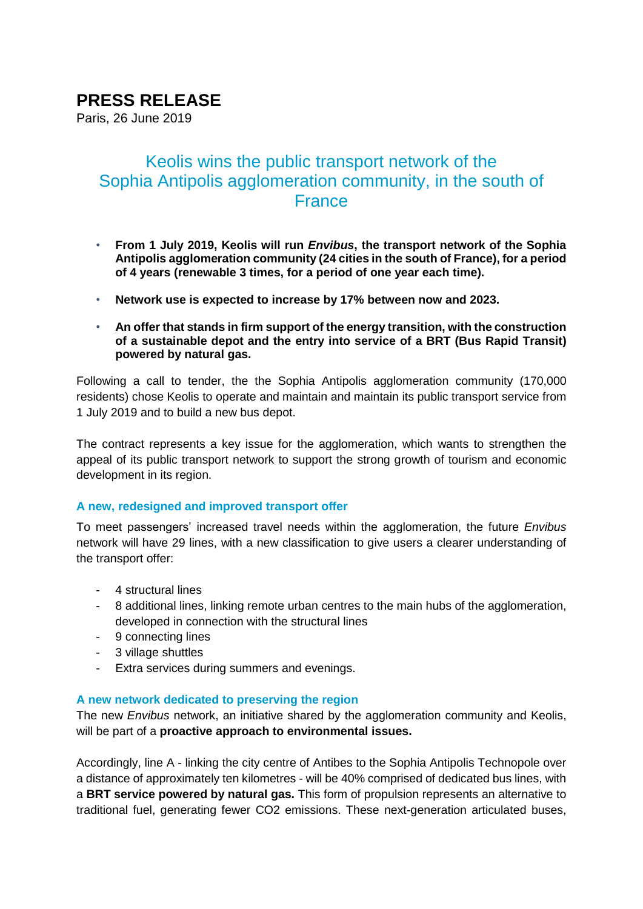# PRESS RELEASE

Paris, 26 June 2019

## Keolis wins the public transport network of the Sophia Antipolis agglomeration community, in the south of France

- **From 1 July 2019, Keolis will run *Envibus*, the transport network of the Sophia Antipolis agglomeration community (24 cities in the south of France), for a period of 4 years (renewable 3 times, for a period of one year each time).**
- **Network use is expected to increase by 17% between now and 2023.**
- **An offer that stands in firm support of the energy transition, with the construction of a sustainable depot and the entry into service of a BRT (Bus Rapid Transit) powered by natural gas.**

Following a call to tender, the the Sophia Antipolis agglomeration community (170,000 residents) chose Keolis to operate and maintain and maintain its public transport service from 1 July 2019 and to build a new bus depot.

The contract represents a key issue for the agglomeration, which wants to strengthen the appeal of its public transport network to support the strong growth of tourism and economic development in its region.

### A new, redesigned and improved transport offer

To meet passengers' increased travel needs within the agglomeration, the future *Envibus* network will have 29 lines, with a new classification to give users a clearer understanding of the transport offer:

- 4 structural lines
- 8 additional lines, linking remote urban centres to the main hubs of the agglomeration, developed in connection with the structural lines
- 9 connecting lines
- 3 village shuttles
- Extra services during summers and evenings.

### A new network dedicated to preserving the region

The new *Envibus* network, an initiative shared by the agglomeration community and Keolis, will be part of a **proactive approach to environmental issues.**

Accordingly, line A - linking the city centre of Antibes to the Sophia Antipolis Technopole over a distance of approximately ten kilometres - will be 40% comprised of dedicated bus lines, with a **BRT service powered by natural gas.** This form of propulsion represents an alternative to traditional fuel, generating fewer $CO_2$ emissions. These next-generation articulated buses,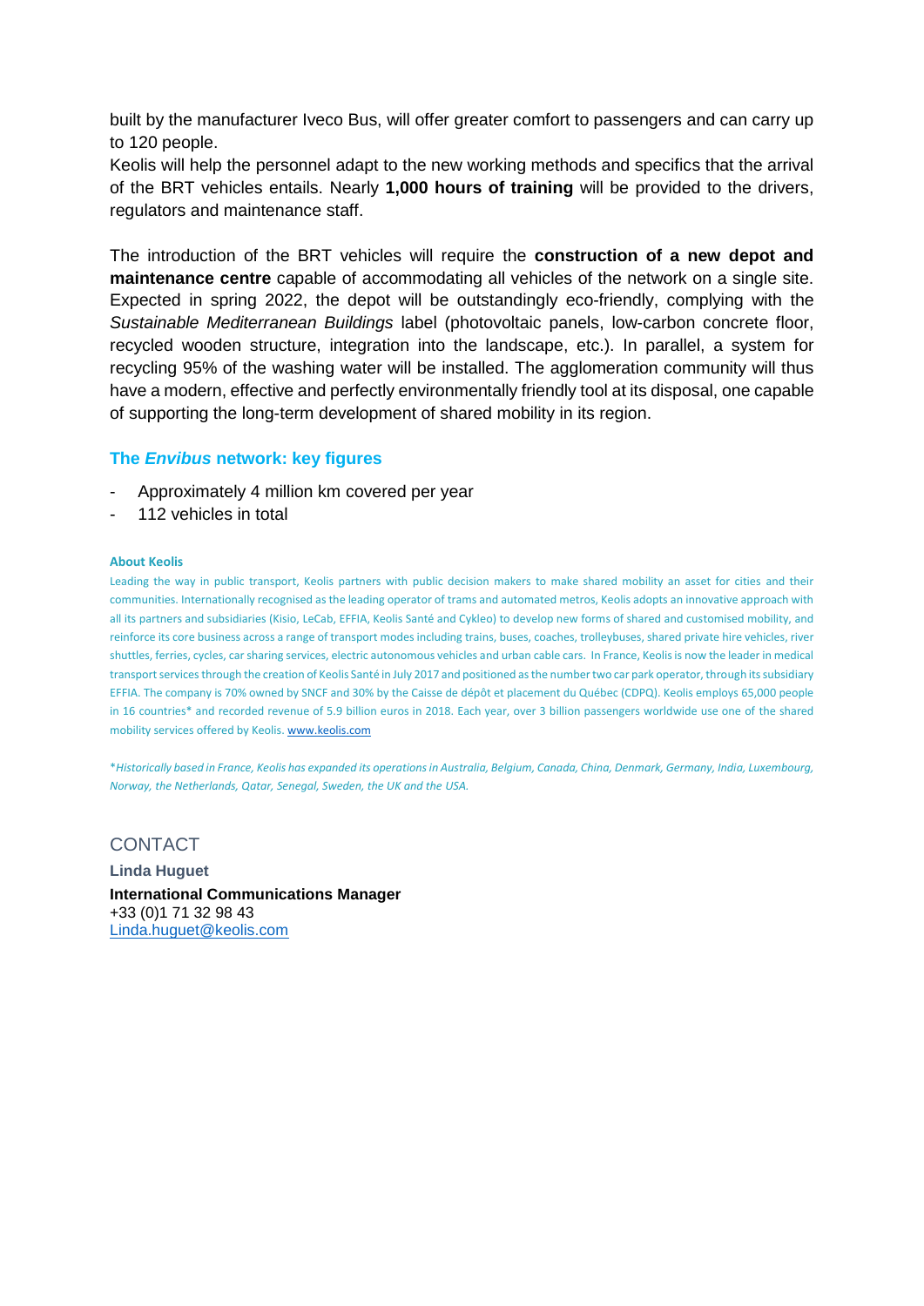built by the manufacturer Iveco Bus, will offer greater comfort to passengers and can carry up to 120 people.
Keolis will help the personnel adapt to the new working methods and specifics that the arrival of the BRT vehicles entails. Nearly **1,000 hours of training** will be provided to the drivers, regulators and maintenance staff.

The introduction of the BRT vehicles will require the **construction of a new depot and maintenance centre** capable of accommodating all vehicles of the network on a single site. Expected in spring 2022, the depot will be outstandingly eco-friendly, complying with the *Sustainable Mediterranean Buildings* label (photovoltaic panels, low-carbon concrete floor, recycled wooden structure, integration into the landscape, etc.). In parallel, a system for recycling 95% of the washing water will be installed. The agglomeration community will thus have a modern, effective and perfectly environmentally friendly tool at its disposal, one capable of supporting the long-term development of shared mobility in its region.

### The *Envibus* network: key figures

- Approximately 4 million km covered per year
- 112 vehicles in total

**About Keolis**

Leading the way in public transport, Keolis partners with public decision makers to make shared mobility an asset for cities and their communities. Internationally recognised as the leading operator of trams and automated metros, Keolis adopts an innovative approach with all its partners and subsidiaries (Kisio, LeCab, EFFIA, Keolis Santé and Cykleo) to develop new forms of shared and customised mobility, and reinforce its core business across a range of transport modes including trains, buses, coaches, trolleybuses, shared private hire vehicles, river shuttles, ferries, cycles, car sharing services, electric autonomous vehicles and urban cable cars. In France, Keolis is now the leader in medical transport services through the creation of Keolis Santé in July 2017 and positioned as the number two car park operator, through its subsidiary EFFIA. The company is 70% owned by SNCF and 30% by the Caisse de dépôt et placement du Québec (CDPQ). Keolis employs 65,000 people in 16 countries* and recorded revenue of 5.9 billion euros in 2018. Each year, over 3 billion passengers worldwide use one of the shared mobility services offered by Keolis. www.keolis.com

*\*Historically based in France, Keolis has expanded its operations in Australia, Belgium, Canada, China, Denmark, Germany, India, Luxembourg, Norway, the Netherlands, Qatar, Senegal, Sweden, the UK and the USA.*

CONTACT

**Linda Huguet**

**International Communications Manager**
+33 (0)1 71 32 98 43
Linda.huguet@keolis.com